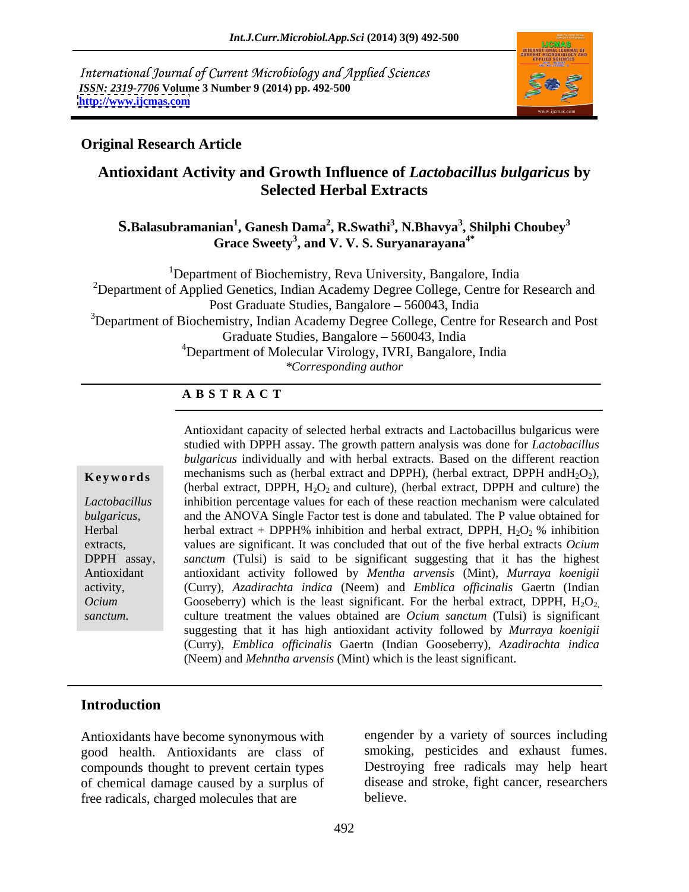International Journal of Current Microbiology and Applied Sciences
*ISSN: 2319-7706* **Volume 3 Number 9 (2014) pp. 492-500**
**http://www.ijcmas.com**

**Original Research Article**

# Antioxidant Activity and Growth Influence of *Lactobacillus bulgaricus* by Selected Herbal Extracts

**S.Balasubramanian[1], Ganesh Dama[2], R.Swathi[3], N.Bhavya[3], Shilphi Choubey[3] Grace Sweety[3], and V. V. S. Suryanarayana[4*]**

[1]Department of Biochemistry, Reva University, Bangalore, India
[2]Department of Applied Genetics, Indian Academy Degree College, Centre for Research and Post Graduate Studies, Bangalore – 560043, India
[3]Department of Biochemistry, Indian Academy Degree College, Centre for Research and Post Graduate Studies, Bangalore – 560043, India
[4]Department of Molecular Virology, IVRI, Bangalore, India
*\*Corresponding author*

## ABSTRACT

**Keywords**

*Lactobacillus bulgaricus*, Herbal extracts, DPPH assay, Antioxidant activity, *Ocium sanctum.*

Antioxidant capacity of selected herbal extracts and Lactobacillus bulgaricus were studied with DPPH assay. The growth pattern analysis was done for *Lactobacillus bulgaricus* individually and with herbal extracts. Based on the different reaction mechanisms such as (herbal extract and DPPH), (herbal extract, DPPH and$H_2O_2$), (herbal extract, DPPH, $H_2O_2$ and culture), (herbal extract, DPPH and culture) the inhibition percentage values for each of these reaction mechanism were calculated and the ANOVA Single Factor test is done and tabulated. The P value obtained for herbal extract + DPPH% inhibition and herbal extract, DPPH, $H_2O_2$ % inhibition values are significant. It was concluded that out of the five herbal extracts *Ocium sanctum* (Tulsi) is said to be significant suggesting that it has the highest antioxidant activity followed by *Mentha arvensis* (Mint), *Murraya koenigii* (Curry), *Azadirachta indica* (Neem) and *Emblica officinalis* Gaertn (Indian Gooseberry) which is the least significant. For the herbal extract, DPPH, $H_2O_2$, culture treatment the values obtained are *Ocium sanctum* (Tulsi) is significant suggesting that it has high antioxidant activity followed by *Murraya koenigii* (Curry), *Emblica officinalis* Gaertn (Indian Gooseberry), *Azadirachta indica* (Neem) and *Mehntha arvensis* (Mint) which is the least significant.

## Introduction

Antioxidants have become synonymous with good health. Antioxidants are class of compounds thought to prevent certain types of chemical damage caused by a surplus of free radicals, charged molecules that are engender by a variety of sources including smoking, pesticides and exhaust fumes. Destroying free radicals may help heart disease and stroke, fight cancer, researchers believe.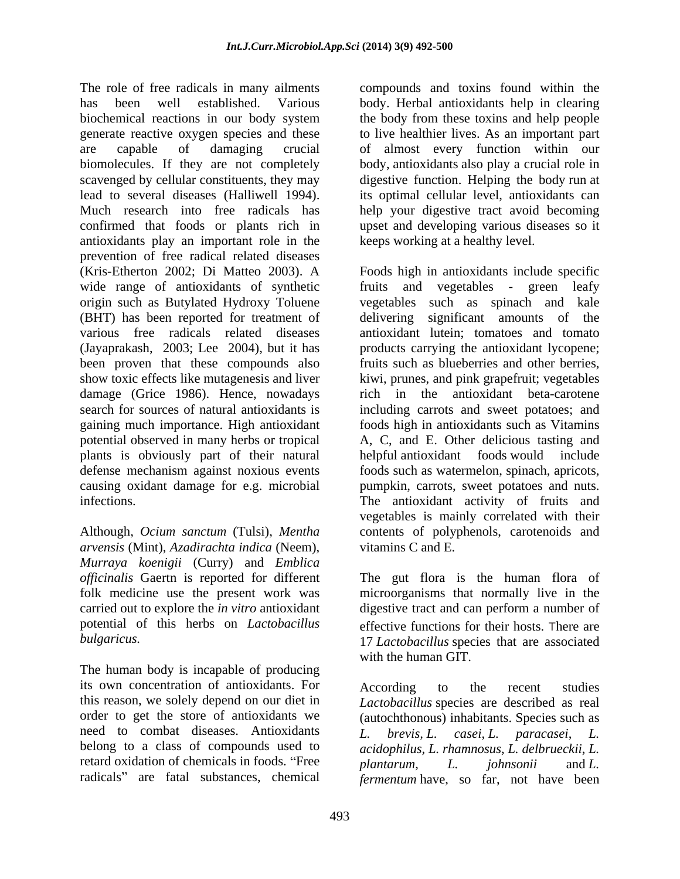The role of free radicals in many ailments has been well established. Various biochemical reactions in our body system generate reactive oxygen species and these are capable of damaging crucial biomolecules. If they are not completely scavenged by cellular constituents, they may lead to several diseases (Halliwell 1994). Much research into free radicals has confirmed that foods or plants rich in antioxidants play an important role in the prevention of free radical related diseases (Kris-Etherton 2002; Di Matteo 2003). A wide range of antioxidants of synthetic origin such as Butylated Hydroxy Toluene (BHT) has been reported for treatment of various free radicals related diseases (Jayaprakash, 2003; Lee 2004), but it has been proven that these compounds also show toxic effects like mutagenesis and liver damage (Grice 1986). Hence, nowadays search for sources of natural antioxidants is gaining much importance. High antioxidant potential observed in many herbs or tropical plants is obviously part of their natural defense mechanism against noxious events causing oxidant damage for e.g. microbial infections.

Although, *Ocium sanctum* (Tulsi), *Mentha arvensis* (Mint), *Azadirachta indica* (Neem), *Murraya koenigii* (Curry) and *Emblica officinalis* Gaertn is reported for different folk medicine use the present work was carried out to explore the *in vitro* antioxidant potential of this herbs on *Lactobacillus bulgaricus.*

The human body is incapable of producing its own concentration of antioxidants. For this reason, we solely depend on our diet in order to get the store of antioxidants we need to combat diseases. Antioxidants belong to a class of compounds used to retard oxidation of chemicals in foods. "Free radicals" are fatal substances, chemical compounds and toxins found within the body. Herbal antioxidants help in clearing the body from these toxins and help people to live healthier lives. As an important part of almost every function within our body, antioxidants also play a crucial role in digestive function. Helping the body run at its optimal cellular level, antioxidants can help your digestive tract avoid becoming upset and developing various diseases so it keeps working at a healthy level.

Foods high in antioxidants include specific fruits and vegetables - green leafy vegetables such as spinach and kale delivering significant amounts of the antioxidant lutein; tomatoes and tomato products carrying the antioxidant lycopene; fruits such as blueberries and other berries, kiwi, prunes, and pink grapefruit; vegetables rich in the antioxidant beta-carotene including carrots and sweet potatoes; and foods high in antioxidants such as Vitamins A, C, and E. Other delicious tasting and helpful antioxidant foods would include foods such as watermelon, spinach, apricots, pumpkin, carrots, sweet potatoes and nuts. The antioxidant activity of fruits and vegetables is mainly correlated with their contents of polyphenols, carotenoids and vitamins C and E.

The gut flora is the human flora of microorganisms that normally live in the digestive tract and can perform a number of effective functions for their hosts. There are 17 *Lactobacillus* species that are associated with the human GIT.

According to the recent studies *Lactobacillus* species are described as real (autochthonous) inhabitants. Species such as *L. brevis*, *L. casei*, *L. paracasei*, *L. acidophilus*, *L. rhamnosus*, *L. delbrueckii*, *L. plantarum*, *L. johnsonii* and *L. fermentum* have, so far, not have been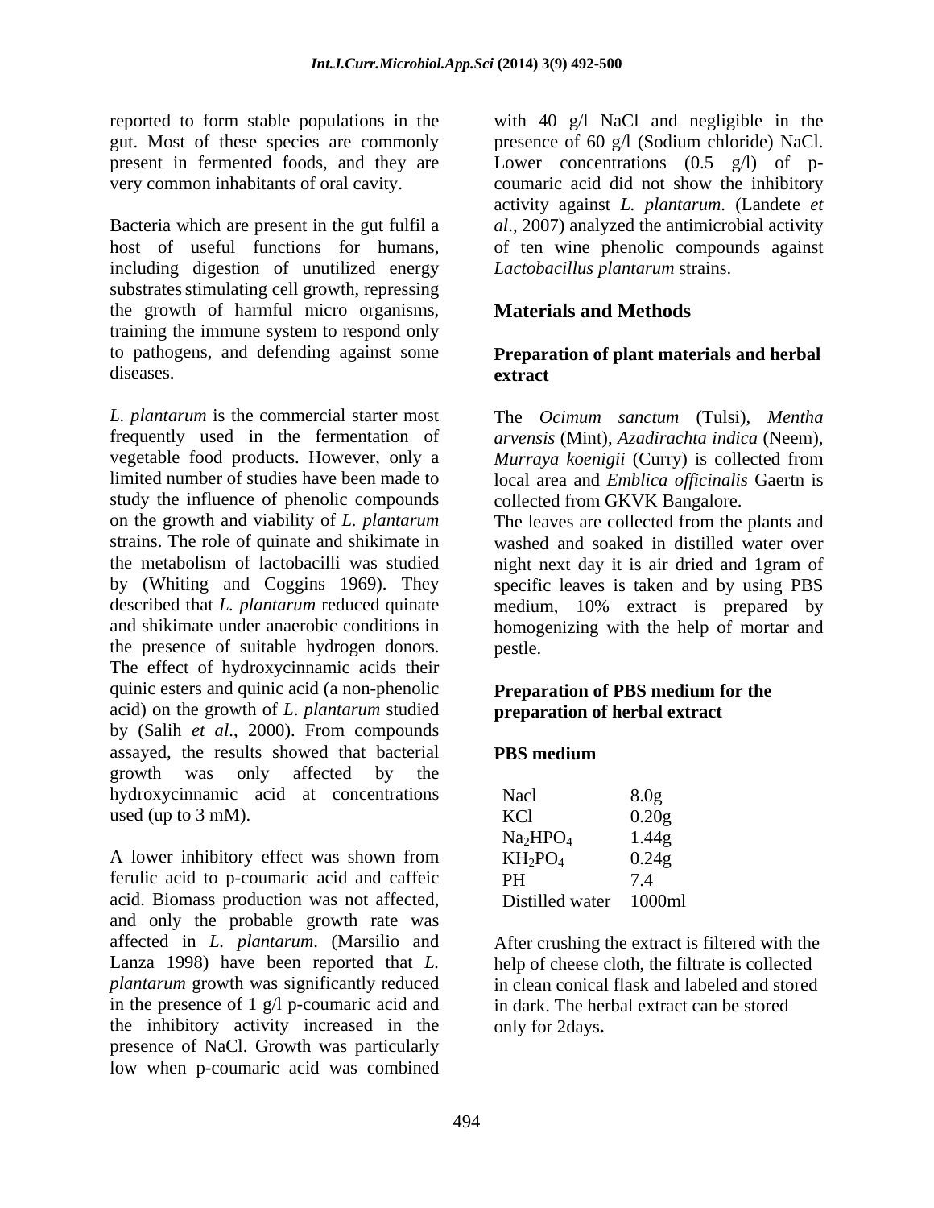reported to form stable populations in the gut. Most of these species are commonly present in fermented foods, and they are very common inhabitants of oral cavity.

Bacteria which are present in the gut fulfil a host of useful functions for humans, including digestion of unutilized energy substrates stimulating cell growth, repressing the growth of harmful micro organisms, training the immune system to respond only to pathogens, and defending against some diseases.

*L. plantarum* is the commercial starter most frequently used in the fermentation of vegetable food products. However, only a limited number of studies have been made to study the influence of phenolic compounds on the growth and viability of *L. plantarum* strains. The role of quinate and shikimate in the metabolism of lactobacilli was studied by (Whiting and Coggins 1969). They described that *L. plantarum* reduced quinate and shikimate under anaerobic conditions in the presence of suitable hydrogen donors. The effect of hydroxycinnamic acids their quinic esters and quinic acid (a non-phenolic acid) on the growth of *L. plantarum* studied by (Salih *et al*., 2000). From compounds assayed, the results showed that bacterial growth was only affected by the hydroxycinnamic acid at concentrations used (up to 3 mM).

A lower inhibitory effect was shown from ferulic acid to p-coumaric acid and caffeic acid. Biomass production was not affected, and only the probable growth rate was affected in *L. plantarum*. (Marsilio and Lanza 1998) have been reported that *L. plantarum* growth was significantly reduced in the presence of 1 g/l p-coumaric acid and the inhibitory activity increased in the presence of NaCl. Growth was particularly low when p-coumaric acid was combined with 40 g/l NaCl and negligible in the presence of 60 g/l (Sodium chloride) NaCl. Lower concentrations (0.5 g/l) of p-coumaric acid did not show the inhibitory activity against *L. plantarum*. (Landete *et al*., 2007) analyzed the antimicrobial activity of ten wine phenolic compounds against *Lactobacillus plantarum* strains.

## Materials and Methods

### Preparation of plant materials and herbal extract

The *Ocimum sanctum* (Tulsi), *Mentha arvensis* (Mint), *Azadirachta indica* (Neem), *Murraya koenigii* (Curry) is collected from local area and *Emblica officinalis* Gaertn is collected from GKVK Bangalore.

The leaves are collected from the plants and washed and soaked in distilled water over night next day it is air dried and 1gram of specific leaves is taken and by using PBS medium, 10% extract is prepared by homogenizing with the help of mortar and pestle.

### Preparation of PBS medium for the preparation of herbal extract

**PBS medium**

| | |
|---|---|
| Nacl | 8.0g |
| KCl | 0.20g |
| $Na_2HPO_4$ | 1.44g |
| $KH_2PO_4$ | 0.24g |
| PH | 7.4 |
| Distilled water | 1000ml |

After crushing the extract is filtered with the help of cheese cloth, the filtrate is collected in clean conical flask and labeled and stored in dark. The herbal extract can be stored only for 2days**.**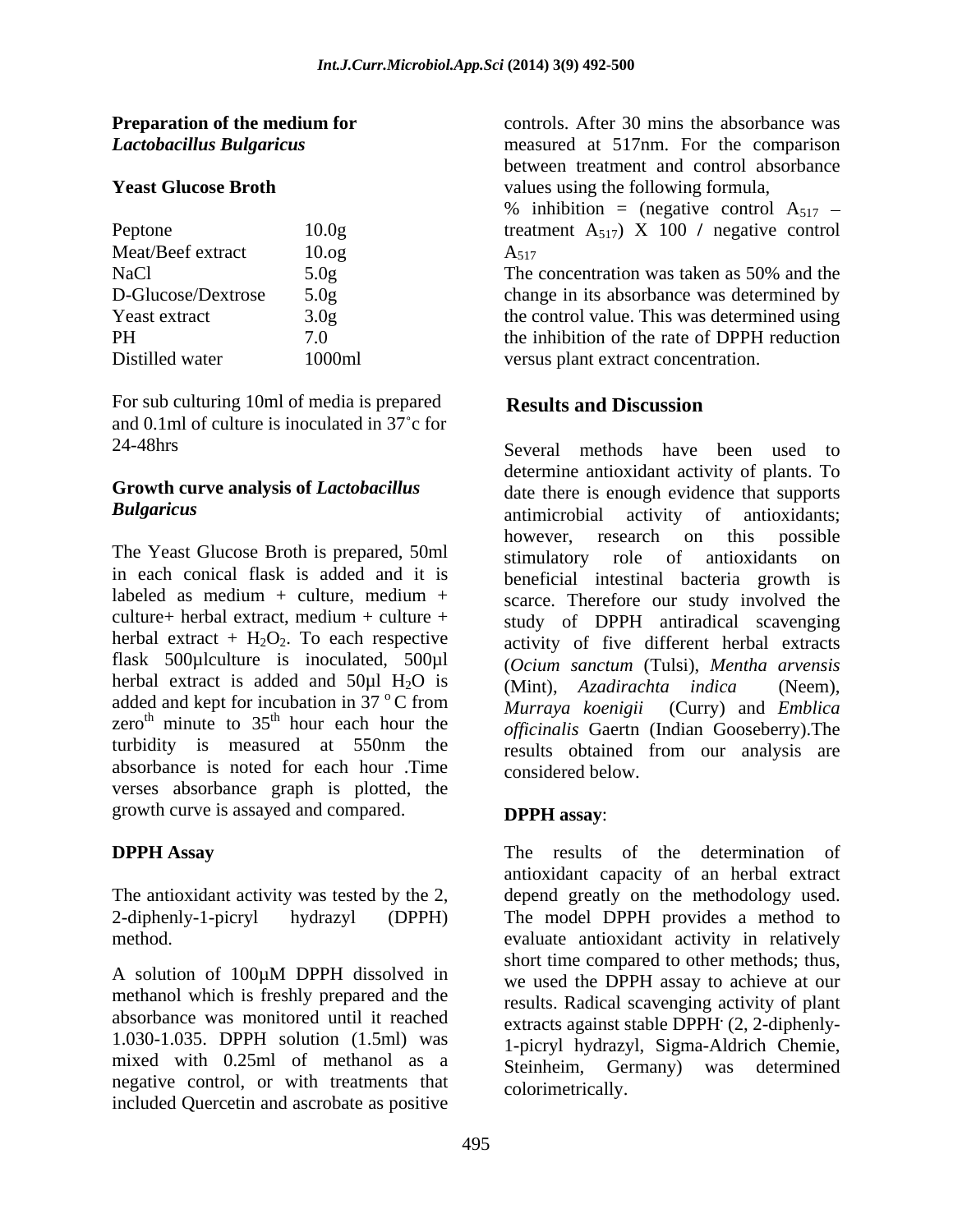**Preparation of the medium for *Lactobacillus Bulgaricus***

**Yeast Glucose Broth**

| | |
|---|---|
| Peptone | 10.0g |
| Meat/Beef extract | 10.og |
| NaCl | 5.0g |
| D-Glucose/Dextrose | 5.0g |
| Yeast extract | 3.0g |
| PH | 7.0 |
| Distilled water | 1000ml |

For sub culturing 10ml of media is prepared and 0.1ml of culture is inoculated in 37˚c for 24-48hrs

**Growth curve analysis of *Lactobacillus Bulgaricus***

The Yeast Glucose Broth is prepared, 50ml in each conical flask is added and it is labeled as medium + culture, medium + culture+ herbal extract, medium + culture + herbal extract + $H_2O_2$. To each respective flask 500µlculture is inoculated, 500µl herbal extract is added and 50µl $H_2O$ is added and kept for incubation in 37 $^{o}$C from zero$^{th}$ minute to 35$^{th}$ hour each hour the turbidity is measured at 550nm the absorbance is noted for each hour .Time verses absorbance graph is plotted, the growth curve is assayed and compared.

**DPPH Assay**

The antioxidant activity was tested by the 2, 2-diphenly-1-picryl hydrazyl (DPPH) method.

A solution of 100µM DPPH dissolved in methanol which is freshly prepared and the absorbance was monitored until it reached 1.030-1.035. DPPH solution (1.5ml) was mixed with 0.25ml of methanol as a negative control, or with treatments that included Quercetin and ascrobate as positive controls. After 30 mins the absorbance was measured at 517nm. For the comparison between treatment and control absorbance values using the following formula,

% inhibition = (negative control $A_{517}$ – treatment $A_{517}$) X 100 / negative control $A_{517}$

The concentration was taken as 50% and the change in its absorbance was determined by the control value. This was determined using the inhibition of the rate of DPPH reduction versus plant extract concentration.

## Results and Discussion

Several methods have been used to determine antioxidant activity of plants. To date there is enough evidence that supports antimicrobial activity of antioxidants; however, research on this possible stimulatory role of antioxidants on beneficial intestinal bacteria growth is scarce. Therefore our study involved the study of DPPH antiradical scavenging activity of five different herbal extracts (*Ocium sanctum* (Tulsi), *Mentha arvensis* (Mint), *Azadirachta indica* (Neem), *Murraya koenigii* (Curry) and *Emblica officinalis* Gaertn (Indian Gooseberry).The results obtained from our analysis are considered below.

**DPPH assay**:

The results of the determination of antioxidant capacity of an herbal extract depend greatly on the methodology used. The model DPPH provides a method to evaluate antioxidant activity in relatively short time compared to other methods; thus, we used the DPPH assay to achieve at our results. Radical scavenging activity of plant extracts against stable DPPH$^{.}$ (2, 2-diphenly-1-picryl hydrazyl, Sigma-Aldrich Chemie, Steinheim, Germany) was determined colorimetrically.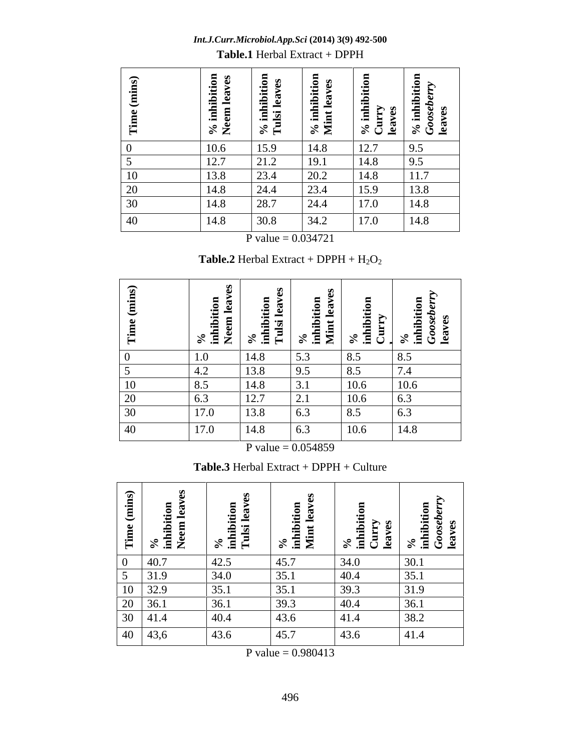**Table.1** Herbal Extract + DPPH

| Time (mins) | % inhibition Neem leaves | % inhibition Tulsi leaves | % inhibition Mint leaves | % inhibition Curry leaves | % inhibition *Gooseberry* leaves |
|---|---|---|---|---|---|
| 0 | 10.6 | 15.9 | 14.8 | 12.7 | 9.5 |
| 5 | 12.7 | 21.2 | 19.1 | 14.8 | 9.5 |
| 10 | 13.8 | 23.4 | 20.2 | 14.8 | 11.7 |
| 20 | 14.8 | 24.4 | 23.4 | 15.9 | 13.8 |
| 30 | 14.8 | 28.7 | 24.4 | 17.0 | 14.8 |
| 40 | 14.8 | 30.8 | 34.2 | 17.0 | 14.8 |

P value = 0.034721

**Table.2** Herbal Extract + DPPH + $H_2O_2$

| Time (mins) | % inhibition Neem leaves | % inhibition Tulsi leaves | % inhibition Mint leaves | % inhibition Curry | % inhibition *Gooseberry* leaves |
|---|---|---|---|---|---|
| 0 | 1.0 | 14.8 | 5.3 | 8.5 | 8.5 |
| 5 | 4.2 | 13.8 | 9.5 | 8.5 | 7.4 |
| 10 | 8.5 | 14.8 | 3.1 | 10.6 | 10.6 |
| 20 | 6.3 | 12.7 | 2.1 | 10.6 | 6.3 |
| 30 | 17.0 | 13.8 | 6.3 | 8.5 | 6.3 |
| 40 | 17.0 | 14.8 | 6.3 | 10.6 | 14.8 |

P value = 0.054859

**Table.3** Herbal Extract + DPPH + Culture

| Time (mins) | % inhibition Neem leaves | % inhibition Tulsi leaves | % inhibition Mint leaves | % inhibition Curry leaves | % inhibition *Gooseberry* leaves |
|---|---|---|---|---|---|
| 0 | 40.7 | 42.5 | 45.7 | 34.0 | 30.1 |
| 5 | 31.9 | 34.0 | 35.1 | 40.4 | 35.1 |
| 10 | 32.9 | 35.1 | 35.1 | 39.3 | 31.9 |
| 20 | 36.1 | 36.1 | 39.3 | 40.4 | 36.1 |
| 30 | 41.4 | 40.4 | 43.6 | 41.4 | 38.2 |
| 40 | 43,6 | 43.6 | 45.7 | 43.6 | 41.4 |

P value = 0.980413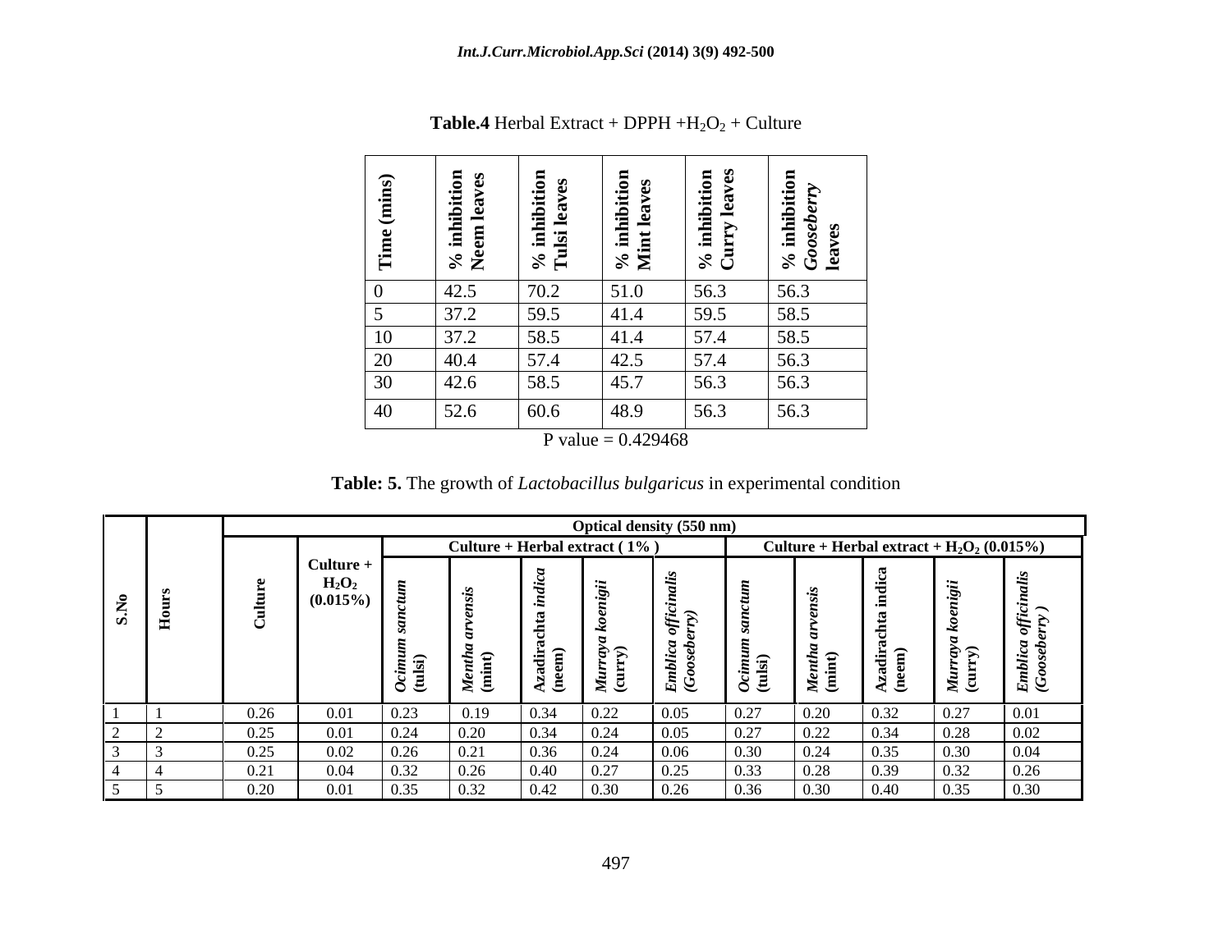**Table.4** Herbal Extract + DPPH + $H_2O_2$ + Culture

| Time (mins) | % inhibition Neem leaves | % inhibition Tulsi leaves | % inhibition Mint leaves | % inhibition Curry leaves | % inhibition *Gooseberry* leaves |
|---|---|---|---|---|---|
| 0 | 42.5 | 70.2 | 51.0 | 56.3 | 56.3 |
| 5 | 37.2 | 59.5 | 41.4 | 59.5 | 58.5 |
| 10 | 37.2 | 58.5 | 41.4 | 57.4 | 58.5 |
| 20 | 40.4 | 57.4 | 42.5 | 57.4 | 56.3 |
| 30 | 42.6 | 58.5 | 45.7 | 56.3 | 56.3 |
| 40 | 52.6 | 60.6 | 48.9 | 56.3 | 56.3 |

P value = 0.429468

**Table: 5.** The growth of *Lactobacillus bulgaricus* in experimental condition

| S.No | Hours | Optical density (550 nm) | | | | | | | | | | | |
|---|---|---|---|---|---|---|---|---|---|---|---|---|---|
| | | | | Culture + Herbal extract ( 1% ) | | | | | Culture + Herbal extract + $H_2O_2$ (0.015%) | | | | |
| | | Culture | Culture + $H_2O_2$ (0.015%) | *Ocimum sanctum* (tulsi) | *Mentha arvensis* (mint) | Azadirachta *indica* (neem) | *Murraya koenigii* (curry) | *Emblica officinalis* *(Gooseberry)* | *Ocimum sanctum* (tulsi) | *Mentha arvensis* (mint) | Azadirachta indica (neem) | *Murraya koenigii* (curry) | *Emblica officinalis* *(Gooseberry )* |
| 1 | 1 | 0.26 | 0.01 | 0.23 | 0.19 | 0.34 | 0.22 | 0.05 | 0.27 | 0.20 | 0.32 | 0.27 | 0.01 |
| 2 | 2 | 0.25 | 0.01 | 0.24 | 0.20 | 0.34 | 0.24 | 0.05 | 0.27 | 0.22 | 0.34 | 0.28 | 0.02 |
| 3 | 3 | 0.25 | 0.02 | 0.26 | 0.21 | 0.36 | 0.24 | 0.06 | 0.30 | 0.24 | 0.35 | 0.30 | 0.04 |
| 4 | 4 | 0.21 | 0.04 | 0.32 | 0.26 | 0.40 | 0.27 | 0.25 | 0.33 | 0.28 | 0.39 | 0.32 | 0.26 |
| 5 | 5 | 0.20 | 0.01 | 0.35 | 0.32 | 0.42 | 0.30 | 0.26 | 0.36 | 0.30 | 0.40 | 0.35 | 0.30 |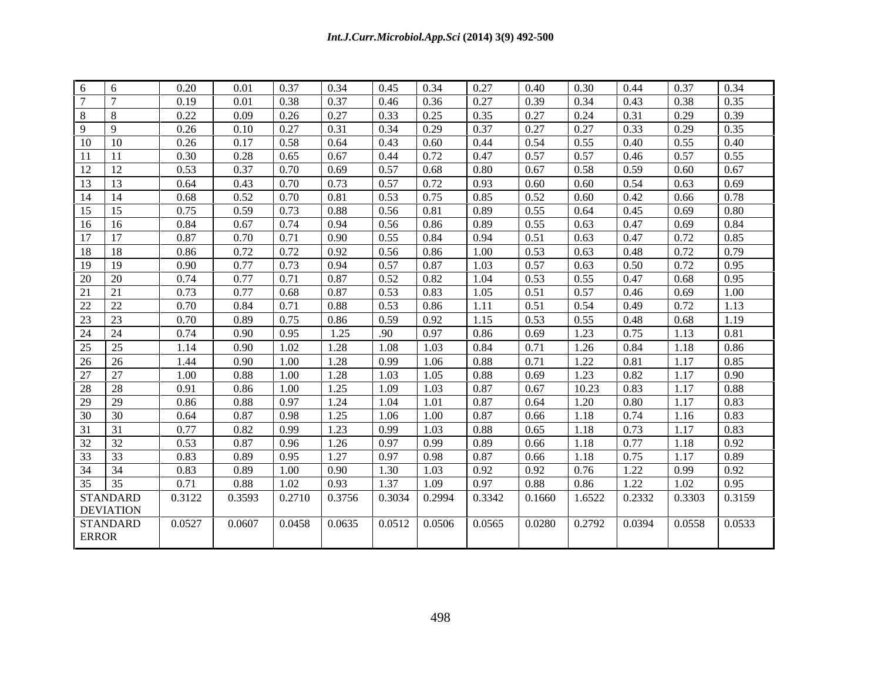| | | | | | | | | | | | | | |
|---|---|---|---|---|---|---|---|---|---|---|---|---|---|
| 6 | 6 | 0.20 | 0.01 | 0.37 | 0.34 | 0.45 | 0.34 | 0.27 | 0.40 | 0.30 | 0.44 | 0.37 | 0.34 |
| 7 | 7 | 0.19 | 0.01 | 0.38 | 0.37 | 0.46 | 0.36 | 0.27 | 0.39 | 0.34 | 0.43 | 0.38 | 0.35 |
| 8 | 8 | 0.22 | 0.09 | 0.26 | 0.27 | 0.33 | 0.25 | 0.35 | 0.27 | 0.24 | 0.31 | 0.29 | 0.39 |
| 9 | 9 | 0.26 | 0.10 | 0.27 | 0.31 | 0.34 | 0.29 | 0.37 | 0.27 | 0.27 | 0.33 | 0.29 | 0.35 |
| 10 | 10 | 0.26 | 0.17 | 0.58 | 0.64 | 0.43 | 0.60 | 0.44 | 0.54 | 0.55 | 0.40 | 0.55 | 0.40 |
| 11 | 11 | 0.30 | 0.28 | 0.65 | 0.67 | 0.44 | 0.72 | 0.47 | 0.57 | 0.57 | 0.46 | 0.57 | 0.55 |
| 12 | 12 | 0.53 | 0.37 | 0.70 | 0.69 | 0.57 | 0.68 | 0.80 | 0.67 | 0.58 | 0.59 | 0.60 | 0.67 |
| 13 | 13 | 0.64 | 0.43 | 0.70 | 0.73 | 0.57 | 0.72 | 0.93 | 0.60 | 0.60 | 0.54 | 0.63 | 0.69 |
| 14 | 14 | 0.68 | 0.52 | 0.70 | 0.81 | 0.53 | 0.75 | 0.85 | 0.52 | 0.60 | 0.42 | 0.66 | 0.78 |
| 15 | 15 | 0.75 | 0.59 | 0.73 | 0.88 | 0.56 | 0.81 | 0.89 | 0.55 | 0.64 | 0.45 | 0.69 | 0.80 |
| 16 | 16 | 0.84 | 0.67 | 0.74 | 0.94 | 0.56 | 0.86 | 0.89 | 0.55 | 0.63 | 0.47 | 0.69 | 0.84 |
| 17 | 17 | 0.87 | 0.70 | 0.71 | 0.90 | 0.55 | 0.84 | 0.94 | 0.51 | 0.63 | 0.47 | 0.72 | 0.85 |
| 18 | 18 | 0.86 | 0.72 | 0.72 | 0.92 | 0.56 | 0.86 | 1.00 | 0.53 | 0.63 | 0.48 | 0.72 | 0.79 |
| 19 | 19 | 0.90 | 0.77 | 0.73 | 0.94 | 0.57 | 0.87 | 1.03 | 0.57 | 0.63 | 0.50 | 0.72 | 0.95 |
| 20 | 20 | 0.74 | 0.77 | 0.71 | 0.87 | 0.52 | 0.82 | 1.04 | 0.53 | 0.55 | 0.47 | 0.68 | 0.95 |
| 21 | 21 | 0.73 | 0.77 | 0.68 | 0.87 | 0.53 | 0.83 | 1.05 | 0.51 | 0.57 | 0.46 | 0.69 | 1.00 |
| 22 | 22 | 0.70 | 0.84 | 0.71 | 0.88 | 0.53 | 0.86 | 1.11 | 0.51 | 0.54 | 0.49 | 0.72 | 1.13 |
| 23 | 23 | 0.70 | 0.89 | 0.75 | 0.86 | 0.59 | 0.92 | 1.15 | 0.53 | 0.55 | 0.48 | 0.68 | 1.19 |
| 24 | 24 | 0.74 | 0.90 | 0.95 | 1.25 | .90 | 0.97 | 0.86 | 0.69 | 1.23 | 0.75 | 1.13 | 0.81 |
| 25 | 25 | 1.14 | 0.90 | 1.02 | 1.28 | 1.08 | 1.03 | 0.84 | 0.71 | 1.26 | 0.84 | 1.18 | 0.86 |
| 26 | 26 | 1.44 | 0.90 | 1.00 | 1.28 | 0.99 | 1.06 | 0.88 | 0.71 | 1.22 | 0.81 | 1.17 | 0.85 |
| 27 | 27 | 1.00 | 0.88 | 1.00 | 1.28 | 1.03 | 1.05 | 0.88 | 0.69 | 1.23 | 0.82 | 1.17 | 0.90 |
| 28 | 28 | 0.91 | 0.86 | 1.00 | 1.25 | 1.09 | 1.03 | 0.87 | 0.67 | 10.23 | 0.83 | 1.17 | 0.88 |
| 29 | 29 | 0.86 | 0.88 | 0.97 | 1.24 | 1.04 | 1.01 | 0.87 | 0.64 | 1.20 | 0.80 | 1.17 | 0.83 |
| 30 | 30 | 0.64 | 0.87 | 0.98 | 1.25 | 1.06 | 1.00 | 0.87 | 0.66 | 1.18 | 0.74 | 1.16 | 0.83 |
| 31 | 31 | 0.77 | 0.82 | 0.99 | 1.23 | 0.99 | 1.03 | 0.88 | 0.65 | 1.18 | 0.73 | 1.17 | 0.83 |
| 32 | 32 | 0.53 | 0.87 | 0.96 | 1.26 | 0.97 | 0.99 | 0.89 | 0.66 | 1.18 | 0.77 | 1.18 | 0.92 |
| 33 | 33 | 0.83 | 0.89 | 0.95 | 1.27 | 0.97 | 0.98 | 0.87 | 0.66 | 1.18 | 0.75 | 1.17 | 0.89 |
| 34 | 34 | 0.83 | 0.89 | 1.00 | 0.90 | 1.30 | 1.03 | 0.92 | 0.92 | 0.76 | 1.22 | 0.99 | 0.92 |
| 35 | 35 | 0.71 | 0.88 | 1.02 | 0.93 | 1.37 | 1.09 | 0.97 | 0.88 | 0.86 | 1.22 | 1.02 | 0.95 |
| STANDARD DEVIATION | | 0.3122 | 0.3593 | 0.2710 | 0.3756 | 0.3034 | 0.2994 | 0.3342 | 0.1660 | 1.6522 | 0.2332 | 0.3303 | 0.3159 |
| STANDARD ERROR | | 0.0527 | 0.0607 | 0.0458 | 0.0635 | 0.0512 | 0.0506 | 0.0565 | 0.0280 | 0.2792 | 0.0394 | 0.0558 | 0.0533 |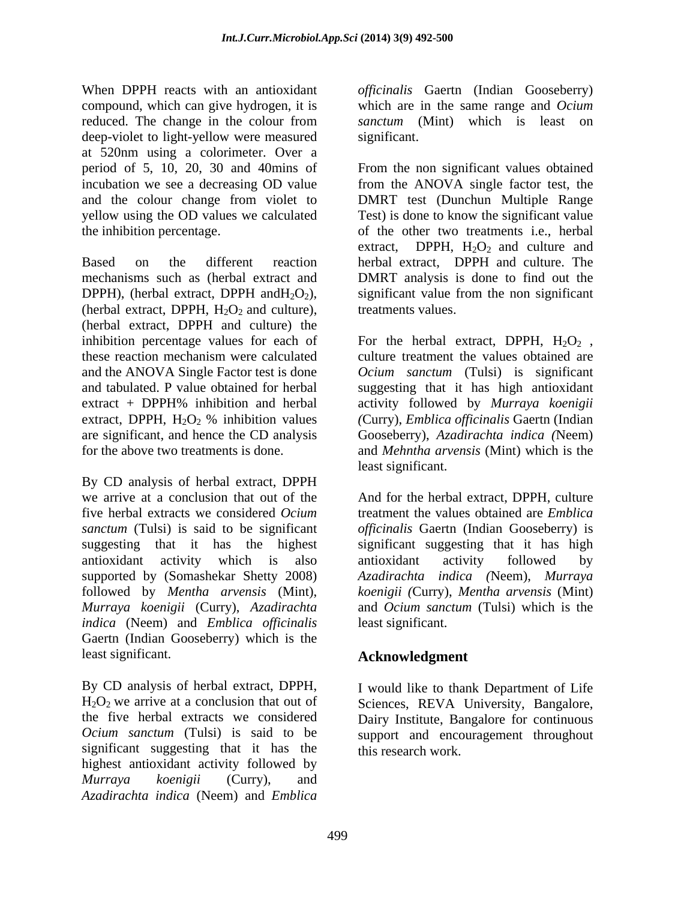When DPPH reacts with an antioxidant compound, which can give hydrogen, it is reduced. The change in the colour from deep-violet to light-yellow were measured at 520nm using a colorimeter. Over a period of 5, 10, 20, 30 and 40mins of incubation we see a decreasing OD value and the colour change from violet to yellow using the OD values we calculated the inhibition percentage.

Based on the different reaction mechanisms such as (herbal extract and DPPH), (herbal extract, DPPH and$H_2O_2$), (herbal extract, DPPH, $H_2O_2$ and culture), (herbal extract, DPPH and culture) the inhibition percentage values for each of these reaction mechanism were calculated and the ANOVA Single Factor test is done and tabulated. P value obtained for herbal extract + DPPH% inhibition and herbal extract, DPPH, $H_2O_2$ % inhibition values are significant, and hence the CD analysis for the above two treatments is done.

By CD analysis of herbal extract, DPPH we arrive at a conclusion that out of the five herbal extracts we considered *Ocium sanctum* (Tulsi) is said to be significant suggesting that it has the highest antioxidant activity which is also supported by (Somashekar Shetty 2008) followed by *Mentha arvensis* (Mint), *Murraya koenigii* (Curry), *Azadirachta indica* (Neem) and *Emblica officinalis* Gaertn (Indian Gooseberry) which is the least significant.

By CD analysis of herbal extract, DPPH, $H_2O_2$ we arrive at a conclusion that out of the five herbal extracts we considered *Ocium sanctum* (Tulsi) is said to be significant suggesting that it has the highest antioxidant activity followed by *Murraya koenigii* (Curry), and *Azadirachta indica* (Neem) and *Emblica officinalis* Gaertn (Indian Gooseberry) which are in the same range and *Ocium sanctum* (Mint) which is least on significant.

From the non significant values obtained from the ANOVA single factor test, the DMRT test (Dunchun Multiple Range Test) is done to know the significant value of the other two treatments i.e., herbal extract, DPPH, $H_2O_2$ and culture and herbal extract, DPPH and culture. The DMRT analysis is done to find out the significant value from the non significant treatments values.

For the herbal extract, DPPH, $H_2O_2$ , culture treatment the values obtained are *Ocium sanctum* (Tulsi) is significant suggesting that it has high antioxidant activity followed by *Murraya koenigii (*Curry), *Emblica officinalis* Gaertn (Indian Gooseberry), *Azadirachta indica (*Neem) and *Mehntha arvensis* (Mint) which is the least significant.

And for the herbal extract, DPPH, culture treatment the values obtained are *Emblica officinalis* Gaertn (Indian Gooseberry) is significant suggesting that it has high antioxidant activity followed by *Azadirachta indica (*Neem), *Murraya koenigii (*Curry), *Mentha arvensis* (Mint) and *Ocium sanctum* (Tulsi) which is the least significant.

## Acknowledgment

I would like to thank Department of Life Sciences, REVA University, Bangalore, Dairy Institute, Bangalore for continuous support and encouragement throughout this research work.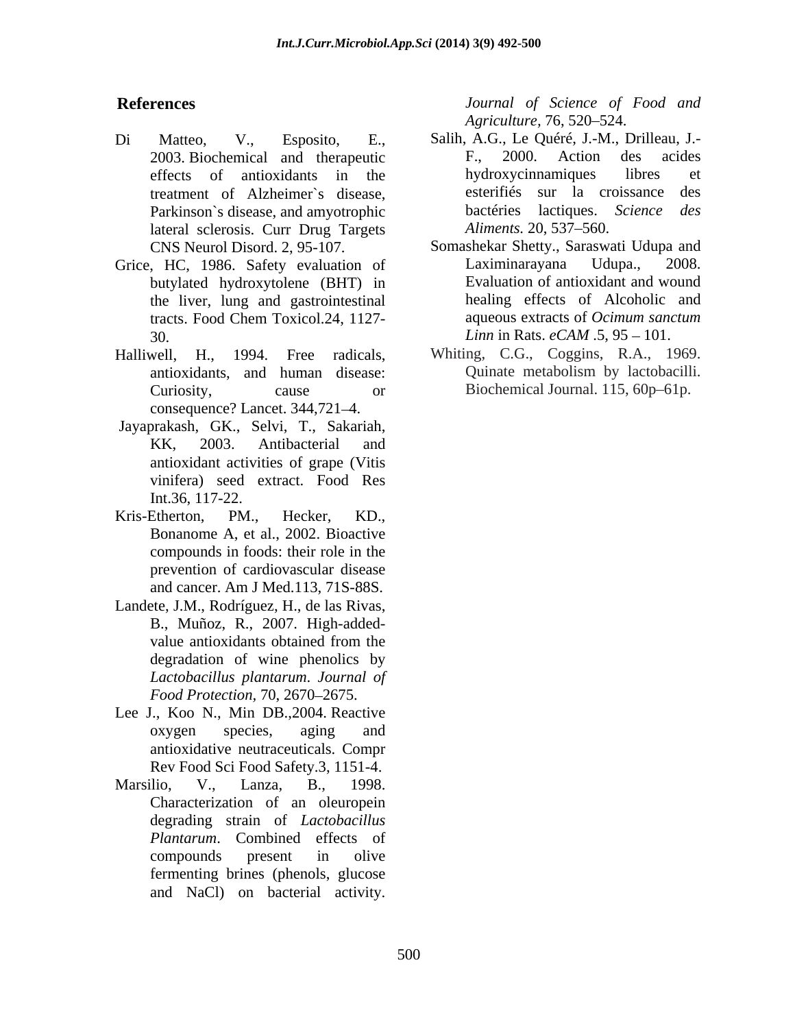## References

Di Matteo, V., Esposito, E., 2003. Biochemical and therapeutic effects of antioxidants in the treatment of Alzheimer`s disease, Parkinson`s disease, and amyotrophic lateral sclerosis. Curr Drug Targets CNS Neurol Disord. 2, 95-107.

Grice, HC, 1986. Safety evaluation of butylated hydroxytolene (BHT) in the liver, lung and gastrointestinal tracts. Food Chem Toxicol.24, 1127-30.

Halliwell, H., 1994. Free radicals, antioxidants, and human disease: Curiosity, cause or consequence? Lancet. 344,721–4.

Jayaprakash, GK., Selvi, T., Sakariah, KK, 2003. Antibacterial and antioxidant activities of grape (Vitis vinifera) seed extract. Food Res Int.36, 117-22.

Kris-Etherton, PM., Hecker, KD., Bonanome A, et al., 2002. Bioactive compounds in foods: their role in the prevention of cardiovascular disease and cancer. Am J Med.113, 71S-88S.

Landete, J.M., Rodríguez, H., de las Rivas, B., Muñoz, R., 2007. High-added-value antioxidants obtained from the degradation of wine phenolics by *Lactobacillus plantarum*. *Journal of Food Protection*, 70, 2670–2675.

Lee J., Koo N., Min DB.,2004. Reactive oxygen species, aging and antioxidative neutraceuticals. Compr Rev Food Sci Food Safety.3, 1151-4.

Marsilio, V., Lanza, B., 1998. Characterization of an oleuropein degrading strain of *Lactobacillus Plantarum*. Combined effects of compounds present in olive fermenting brines (phenols, glucose and NaCl) on bacterial activity. *Journal of Science of Food and Agriculture*, 76, 520–524.

Salih, A.G., Le Quéré, J.-M., Drilleau, J.-F., 2000. Action des acides hydroxycinnamiques libres et esterifiés sur la croissance des bactéries lactiques. *Science des Aliments*. 20, 537–560.

Somashekar Shetty., Saraswati Udupa and Laximinarayana Udupa., 2008. Evaluation of antioxidant and wound healing effects of Alcoholic and aqueous extracts of *Ocimum sanctum Linn* in Rats. *eCAM* .5, 95 – 101.

Whiting, C.G., Coggins, R.A., 1969. Quinate metabolism by lactobacilli. Biochemical Journal. 115, 60p–61p.